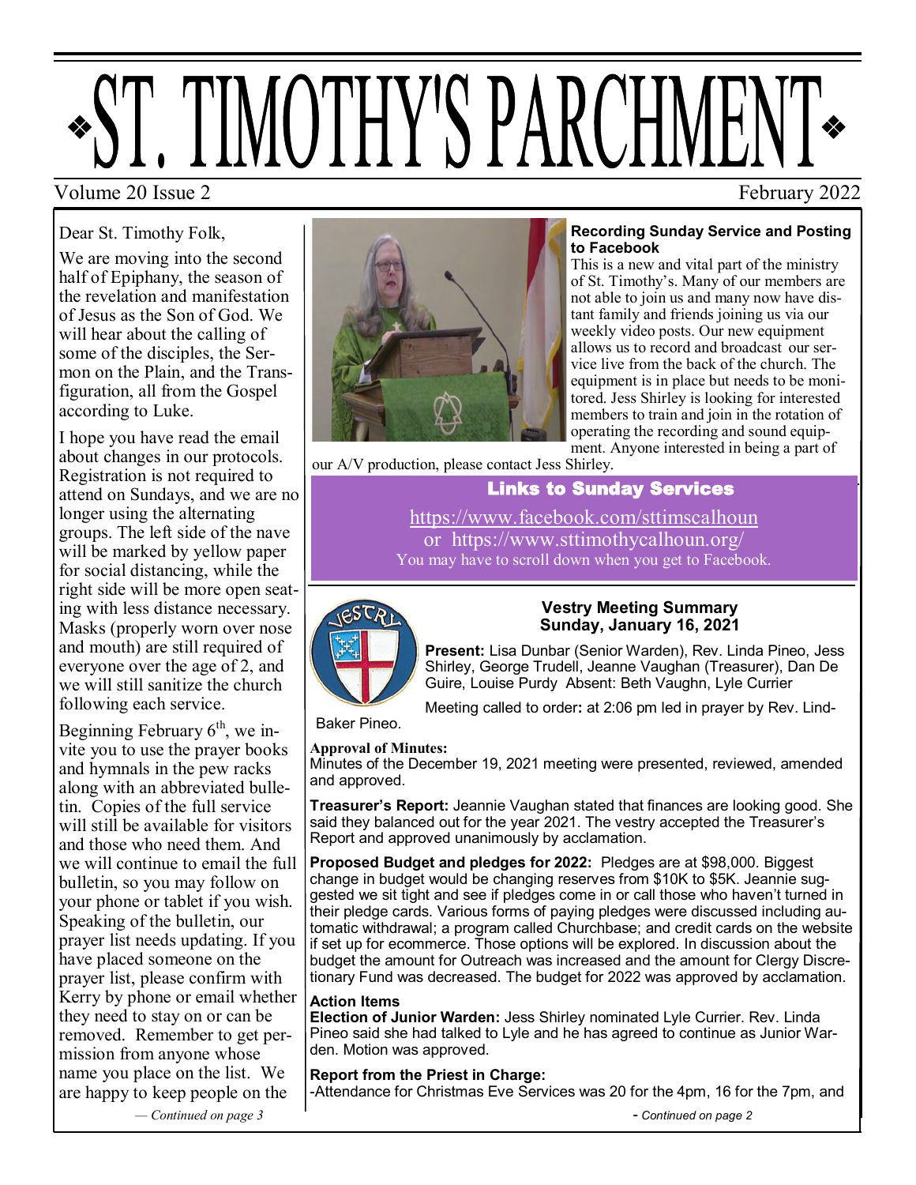# ST. TIMOTHY'S PARCHMENT

Volume 20 Issue 2 February 2022

Dear St. Timothy Folk,

We are moving into the second half of Epiphany, the season of the revelation and manifestation of Jesus as the Son of God. We will hear about the calling of some of the disciples, the Sermon on the Plain, and the Transfiguration, all from the Gospel according to Luke.

I hope you have read the email about changes in our protocols. Registration is not required to attend on Sundays, and we are no longer using the alternating groups. The left side of the nave will be marked by yellow paper for social distancing, while the right side will be more open seating with less distance necessary. Masks (properly worn over nose and mouth) are still required of everyone over the age of 2, and we will still sanitize the church following each service.

Beginning February 6th, we invite you to use the prayer books and hymnals in the pew racks along with an abbreviated bulletin. Copies of the full service will still be available for visitors and those who need them. And we will continue to email the full bulletin, so you may follow on your phone or tablet if you wish. Speaking of the bulletin, our prayer list needs updating. If you have placed someone on the prayer list, please confirm with Kerry by phone or email whether they need to stay on or can be removed. Remember to get permission from anyone whose name you place on the list. We are happy to keep people on the

*— Continued on page 3*

**Recording Sunday Service and Posting to Facebook**

This is a new and vital part of the ministry of St. Timothy's. Many of our members are not able to join us and many now have distant family and friends joining us via our weekly video posts. Our new equipment allows us to record and broadcast our service live from the back of the church. The equipment is in place but needs to be monitored. Jess Shirley is looking for interested members to train and join in the rotation of operating the recording and sound equipment. Anyone interested in being a part of our A/V production, please contact Jess Shirley.

**Links to Sunday Services**

https://www.facebook.com/sttimscalhoun
or https://www.sttimothycalhoun.org/
You may have to scroll down when you get to Facebook.

**Vestry Meeting Summary**
**Sunday, January 16, 2021**

**Present:** Lisa Dunbar (Senior Warden), Rev. Linda Pineo, Jess Shirley, George Trudell, Jeanne Vaughan (Treasurer), Dan De Guire, Louise Purdy Absent: Beth Vaughn, Lyle Currier

Meeting called to order**:** at 2:06 pm led in prayer by Rev. Lind-Baker Pineo.

**Approval of Minutes:**
Minutes of the December 19, 2021 meeting were presented, reviewed, amended and approved.

**Treasurer's Report:** Jeannie Vaughan stated that finances are looking good. She said they balanced out for the year 2021. The vestry accepted the Treasurer's Report and approved unanimously by acclamation.

**Proposed Budget and pledges for 2022:** Pledges are at $98,000. Biggest change in budget would be changing reserves from $10K to $5K. Jeannie suggested we sit tight and see if pledges come in or call those who haven't turned in their pledge cards. Various forms of paying pledges were discussed including automatic withdrawal; a program called Churchbase; and credit cards on the website if set up for ecommerce. Those options will be explored. In discussion about the budget the amount for Outreach was increased and the amount for Clergy Discretionary Fund was decreased. The budget for 2022 was approved by acclamation.

**Action Items**
**Election of Junior Warden:** Jess Shirley nominated Lyle Currier. Rev. Linda Pineo said she had talked to Lyle and he has agreed to continue as Junior Warden. Motion was approved.

**Report from the Priest in Charge:**
-Attendance for Christmas Eve Services was 20 for the 4pm, 16 for the 7pm, and

*- Continued on page 2*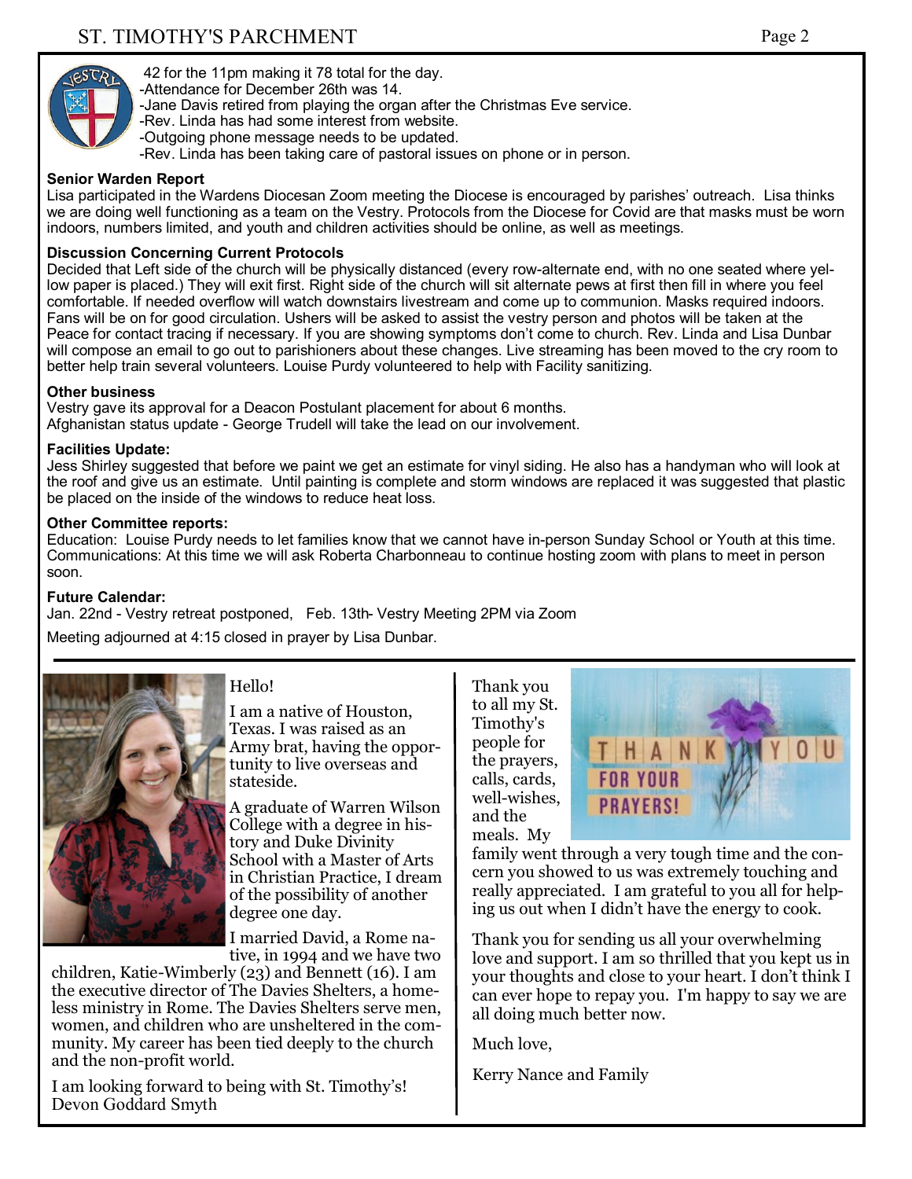42 for the 11pm making it 78 total for the day.
-Attendance for December 26th was 14.
-Jane Davis retired from playing the organ after the Christmas Eve service.
-Rev. Linda has had some interest from website.
-Outgoing phone message needs to be updated.
-Rev. Linda has been taking care of pastoral issues on phone or in person.

**Senior Warden Report**

Lisa participated in the Wardens Diocesan Zoom meeting the Diocese is encouraged by parishes' outreach. Lisa thinks we are doing well functioning as a team on the Vestry. Protocols from the Diocese for Covid are that masks must be worn indoors, numbers limited, and youth and children activities should be online, as well as meetings.

**Discussion Concerning Current Protocols**

Decided that Left side of the church will be physically distanced (every row-alternate end, with no one seated where yellow paper is placed.) They will exit first. Right side of the church will sit alternate pews at first then fill in where you feel comfortable. If needed overflow will watch downstairs livestream and come up to communion. Masks required indoors. Fans will be on for good circulation. Ushers will be asked to assist the vestry person and photos will be taken at the Peace for contact tracing if necessary. If you are showing symptoms don't come to church. Rev. Linda and Lisa Dunbar will compose an email to go out to parishioners about these changes. Live streaming has been moved to the cry room to better help train several volunteers. Louise Purdy volunteered to help with Facility sanitizing.

**Other business**

Vestry gave its approval for a Deacon Postulant placement for about 6 months.
Afghanistan status update - George Trudell will take the lead on our involvement.

**Facilities Update:**

Jess Shirley suggested that before we paint we get an estimate for vinyl siding. He also has a handyman who will look at the roof and give us an estimate. Until painting is complete and storm windows are replaced it was suggested that plastic be placed on the inside of the windows to reduce heat loss.

**Other Committee reports:**

Education: Louise Purdy needs to let families know that we cannot have in-person Sunday School or Youth at this time.
Communications: At this time we will ask Roberta Charbonneau to continue hosting zoom with plans to meet in person soon.

**Future Calendar:**

Jan. 22nd - Vestry retreat postponed, Feb. 13th- Vestry Meeting 2PM via Zoom

Meeting adjourned at 4:15 closed in prayer by Lisa Dunbar.

---

Hello!

I am a native of Houston, Texas. I was raised as an Army brat, having the opportunity to live overseas and stateside.

A graduate of Warren Wilson College with a degree in history and Duke Divinity School with a Master of Arts in Christian Practice, I dream of the possibility of another degree one day.

I married David, a Rome native, in 1994 and we have two children, Katie-Wimberly (23) and Bennett (16). I am the executive director of The Davies Shelters, a homeless ministry in Rome. The Davies Shelters serve men, women, and children who are unsheltered in the community. My career has been tied deeply to the church and the non-profit world.

I am looking forward to being with St. Timothy's!
Devon Goddard Smyth

---

Thank you to all my St. Timothy's people for the prayers, calls, cards, well-wishes, and the meals. My family went through a very tough time and the concern you showed to us was extremely touching and really appreciated. I am grateful to you all for helping us out when I didn't have the energy to cook.

Thank you for sending us all your overwhelming love and support. I am so thrilled that you kept us in your thoughts and close to your heart. I don't think I can ever hope to repay you. I'm happy to say we are all doing much better now.

Much love,

Kerry Nance and Family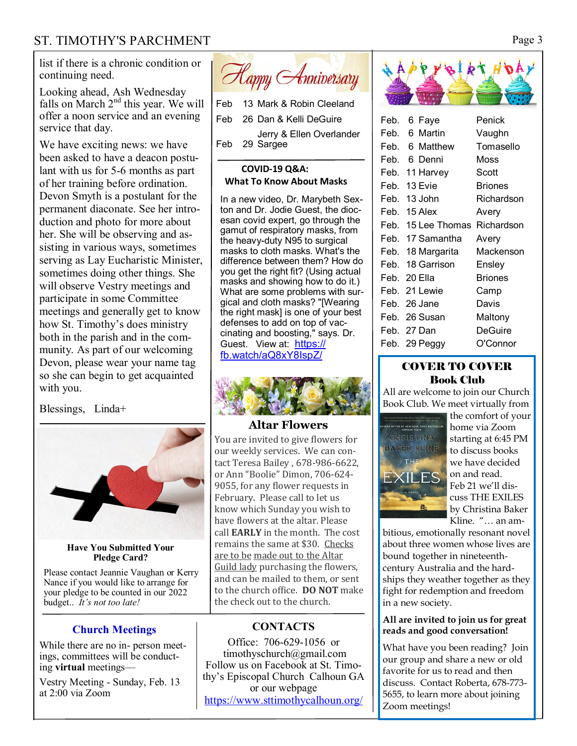list if there is a chronic condition or continuing need.

Looking ahead, Ash Wednesday falls on March 2nd this year. We will offer a noon service and an evening service that day.

We have exciting news: we have been asked to have a deacon postulant with us for 5-6 months as part of her training before ordination. Devon Smyth is a postulant for the permanent diaconate. See her introduction and photo for more about her. She will be observing and assisting in various ways, sometimes serving as Lay Eucharistic Minister, sometimes doing other things. She will observe Vestry meetings and participate in some Committee meetings and generally get to know how St. Timothy's does ministry both in the parish and in the community. As part of our welcoming Devon, please wear your name tag so she can begin to get acquainted with you.

Blessings, Linda+

**Have You Submitted Your Pledge Card?**

Please contact Jeannie Vaughan or Kerry Nance if you would like to arrange for your pledge to be counted in our 2022 budget.. *It's not too late!*

## Church Meetings

While there are no in- person meetings, committees will be conducting **virtual** meetings—

Vestry Meeting - Sunday, Feb. 13 at 2:00 via Zoom

## Happy Anniversary

| | | |
|---|---|---|
| Feb | 13 | Mark & Robin Cleeland |
| Feb | 26 | Dan & Kelli DeGuire |
| Feb | 29 | Jerry & Ellen Overlander Sargee |

**COVID-19 Q&A: What To Know About Masks**

In a new video, Dr. Marybeth Sexton and Dr. Jodie Guest, the diocesan covid expert, go through the gamut of respiratory masks, from the heavy-duty N95 to surgical masks to cloth masks. What's the difference between them? How do you get the right fit? (Using actual masks and showing how to do it.) What are some problems with surgical and cloth masks? "[Wearing the right mask] is one of your best defenses to add on top of vaccinating and boosting," says. Dr. Guest. View at: https://fb.watch/aQ8xY8IspZ/

## Altar Flowers

You are invited to give flowers for our weekly services. We can contact Teresa Bailey , 678-986-6622, or Ann "Boolie" Dimon, 706-624-9055, for any flower requests in February. Please call to let us know which Sunday you wish to have flowers at the altar. Please call **EARLY** in the month. The cost remains the same at $30. Checks are to be made out to the Altar Guild lady purchasing the flowers, and can be mailed to them, or sent to the church office. **DO NOT** make the check out to the church.

## CONTACTS

Office: 706-629-1056 or timothyschurch@gmail.com
Follow us on Facebook at St. Timothy's Episcopal Church Calhoun GA or our webpage
https://www.sttimothycalhoun.org/

## HAPPY BIRTHDAY

| | | | |
|---|---|---|---|
| Feb. | 6 | Faye | Penick |
| Feb. | 6 | Martin | Vaughn |
| Feb. | 6 | Matthew | Tomasello |
| Feb. | 6 | Denni | Moss |
| Feb. | 11 | Harvey | Scott |
| Feb. | 13 | Evie | Briones |
| Feb. | 13 | John | Richardson |
| Feb. | 15 | Alex | Avery |
| Feb. | 15 | Lee Thomas | Richardson |
| Feb. | 17 | Samantha | Avery |
| Feb. | 18 | Margarita | Mackenson |
| Feb. | 18 | Garrison | Ensley |
| Feb. | 20 | Ella | Briones |
| Feb. | 21 | Lewie | Camp |
| Feb. | 26 | Jane | Davis |
| Feb. | 26 | Susan | Maltony |
| Feb. | 27 | Dan | DeGuire |
| Feb. | 29 | Peggy | O'Connor |

## COVER TO COVER Book Club

All are welcome to join our Church Book Club. We meet virtually from the comfort of your home via Zoom starting at 6:45 PM to discuss books we have decided on and read. Feb 21 we'll discuss THE EXILES by Christina Baker Kline. "… an ambitious, emotionally resonant novel about three women whose lives are bound together in nineteenth-century Australia and the hardships they weather together as they fight for redemption and freedom in a new society.

**All are invited to join us for great reads and good conversation!**

What have you been reading? Join our group and share a new or old favorite for us to read and then discuss. Contact Roberta, 678-773-5655, to learn more about joining Zoom meetings!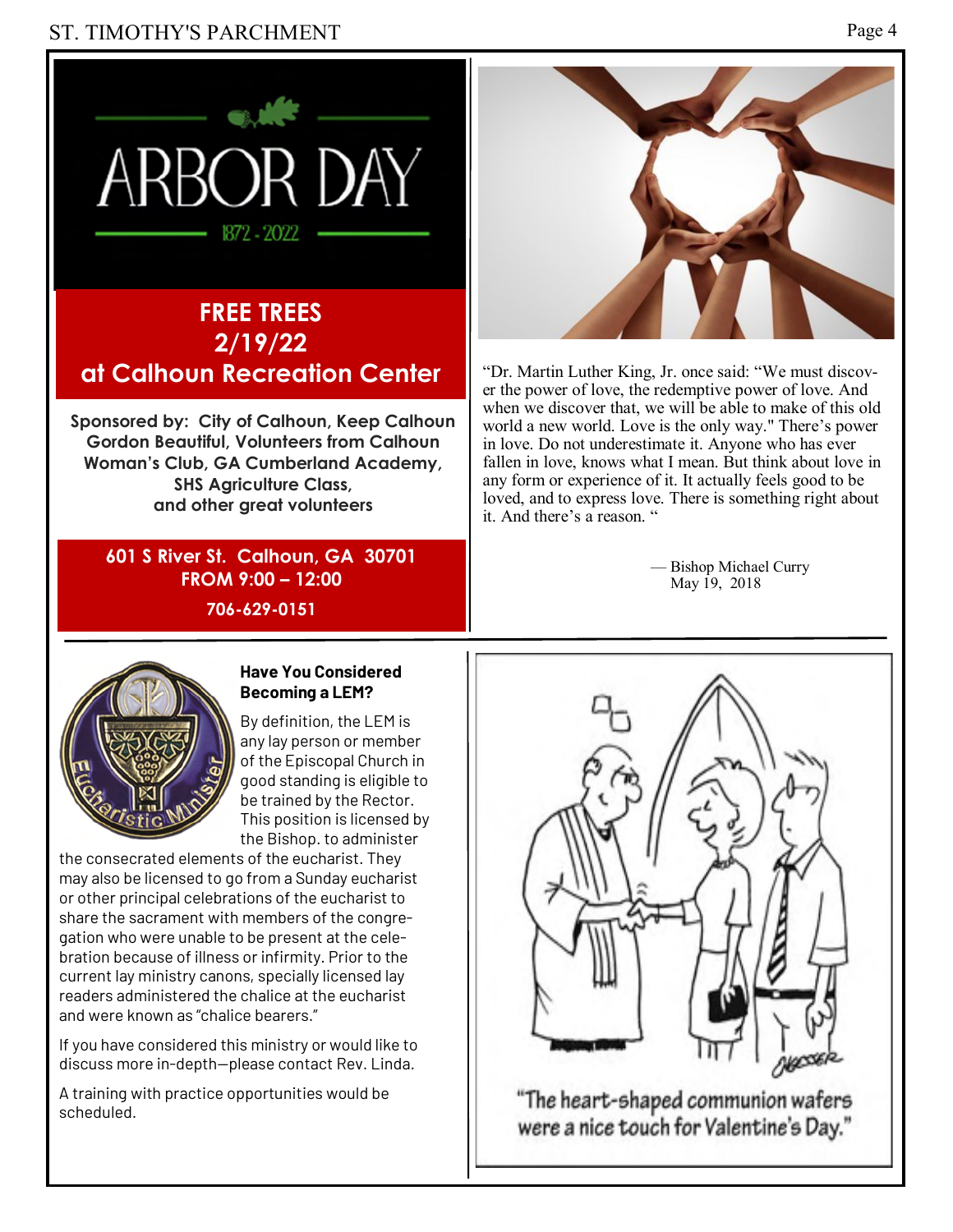ARBOR DAY

1872 - 2022

## FREE TREES 2/19/22 at Calhoun Recreation Center

**Sponsored by: City of Calhoun, Keep Calhoun Gordon Beautiful, Volunteers from Calhoun Woman's Club, GA Cumberland Academy, SHS Agriculture Class, and other great volunteers**

**601 S River St. Calhoun, GA 30701**
**FROM 9:00 – 12:00**
**706-629-0151**

"Dr. Martin Luther King, Jr. once said: "We must discover the power of love, the redemptive power of love. And when we discover that, we will be able to make of this old world a new world. Love is the only way." There's power in love. Do not underestimate it. Anyone who has ever fallen in love, knows what I mean. But think about love in any form or experience of it. It actually feels good to be loved, and to express love. There is something right about it. And there's a reason. "

— Bishop Michael Curry
May 19, 2018

### Have You Considered Becoming a LEM?

By definition, the LEM is any lay person or member of the Episcopal Church in good standing is eligible to be trained by the Rector. This position is licensed by the Bishop. to administer the consecrated elements of the eucharist. They may also be licensed to go from a Sunday eucharist or other principal celebrations of the eucharist to share the sacrament with members of the congregation who were unable to be present at the celebration because of illness or infirmity. Prior to the current lay ministry canons, specially licensed lay readers administered the chalice at the eucharist and were known as "chalice bearers."

If you have considered this ministry or would like to discuss more in-depth—please contact Rev. Linda.

A training with practice opportunities would be scheduled.

"The heart-shaped communion wafers were a nice touch for Valentine's Day."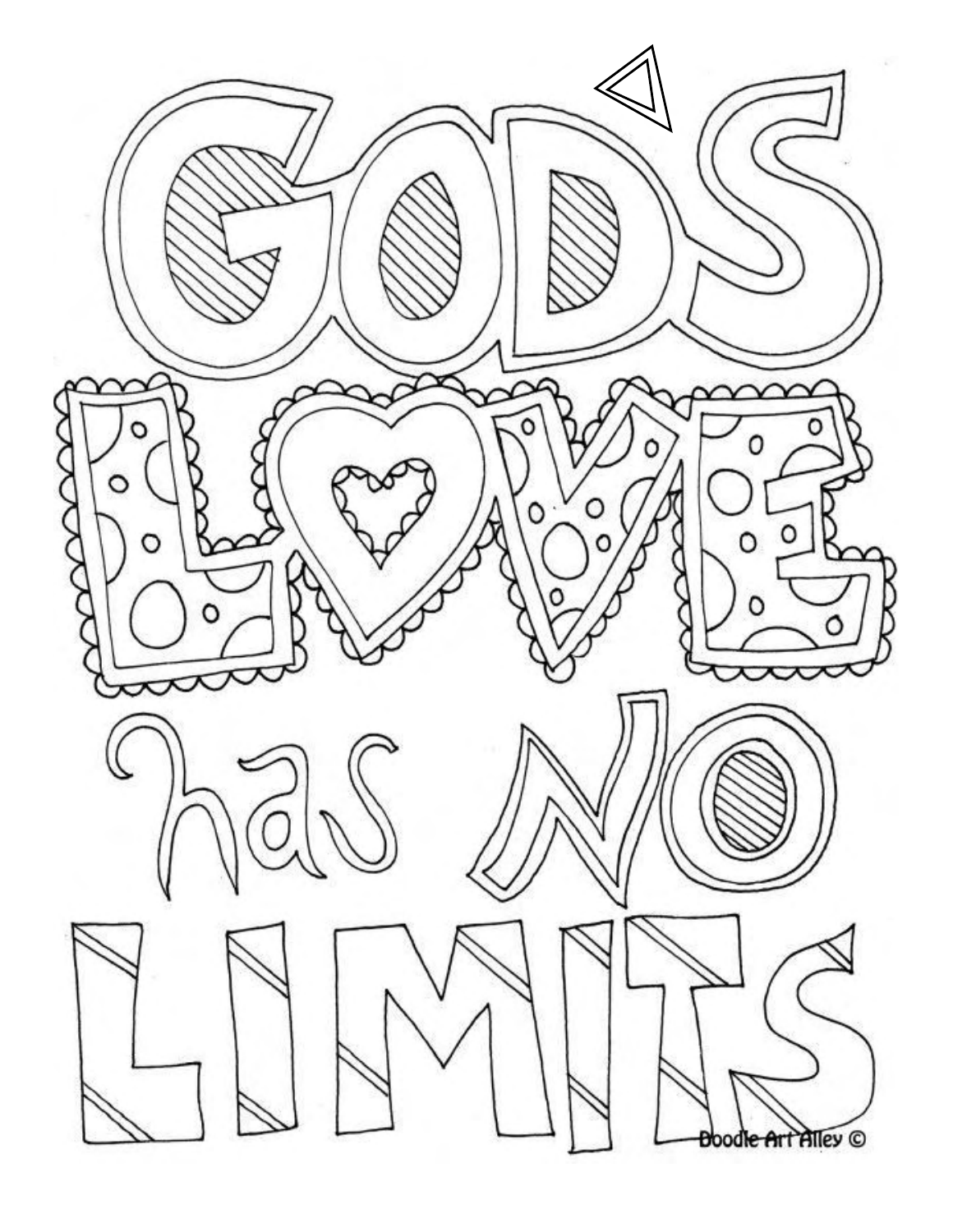GOD'S LOVE has NO LIMITS

Doodle Art Alley ©